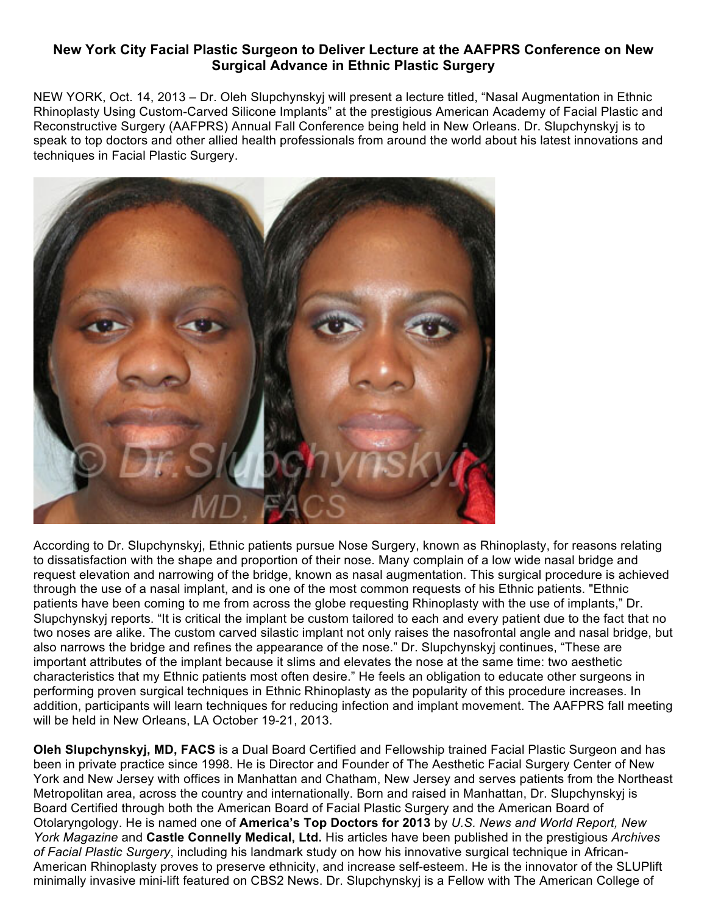# New York City Facial Plastic Surgeon to Deliver Lecture at the AAFPRS Conference on New Surgical Advance in Ethnic Plastic Surgery

NEW YORK, Oct. 14, 2013 – Dr. Oleh Slupchynskyj will present a lecture titled, "Nasal Augmentation in Ethnic Rhinoplasty Using Custom-Carved Silicone Implants" at the prestigious American Academy of Facial Plastic and Reconstructive Surgery (AAFPRS) Annual Fall Conference being held in New Orleans. Dr. Slupchynskyj is to speak to top doctors and other allied health professionals from around the world about his latest innovations and techniques in Facial Plastic Surgery.

According to Dr. Slupchynskyj, Ethnic patients pursue Nose Surgery, known as Rhinoplasty, for reasons relating to dissatisfaction with the shape and proportion of their nose. Many complain of a low wide nasal bridge and request elevation and narrowing of the bridge, known as nasal augmentation. This surgical procedure is achieved through the use of a nasal implant, and is one of the most common requests of his Ethnic patients. "Ethnic patients have been coming to me from across the globe requesting Rhinoplasty with the use of implants," Dr. Slupchynskyj reports. "It is critical the implant be custom tailored to each and every patient due to the fact that no two noses are alike. The custom carved silastic implant not only raises the nasofrontal angle and nasal bridge, but also narrows the bridge and refines the appearance of the nose." Dr. Slupchynskyj continues, "These are important attributes of the implant because it slims and elevates the nose at the same time: two aesthetic characteristics that my Ethnic patients most often desire." He feels an obligation to educate other surgeons in performing proven surgical techniques in Ethnic Rhinoplasty as the popularity of this procedure increases. In addition, participants will learn techniques for reducing infection and implant movement. The AAFPRS fall meeting will be held in New Orleans, LA October 19-21, 2013.

**Oleh Slupchynskyj, MD, FACS** is a Dual Board Certified and Fellowship trained Facial Plastic Surgeon and has been in private practice since 1998. He is Director and Founder of The Aesthetic Facial Surgery Center of New York and New Jersey with offices in Manhattan and Chatham, New Jersey and serves patients from the Northeast Metropolitan area, across the country and internationally. Born and raised in Manhattan, Dr. Slupchynskyj is Board Certified through both the American Board of Facial Plastic Surgery and the American Board of Otolaryngology. He is named one of **America's Top Doctors for 2013** by *U.S. News and World Report, New York Magazine* and **Castle Connelly Medical, Ltd.** His articles have been published in the prestigious *Archives of Facial Plastic Surgery*, including his landmark study on how his innovative surgical technique in African-American Rhinoplasty proves to preserve ethnicity, and increase self-esteem. He is the innovator of the SLUPlift minimally invasive mini-lift featured on CBS2 News. Dr. Slupchynskyj is a Fellow with The American College of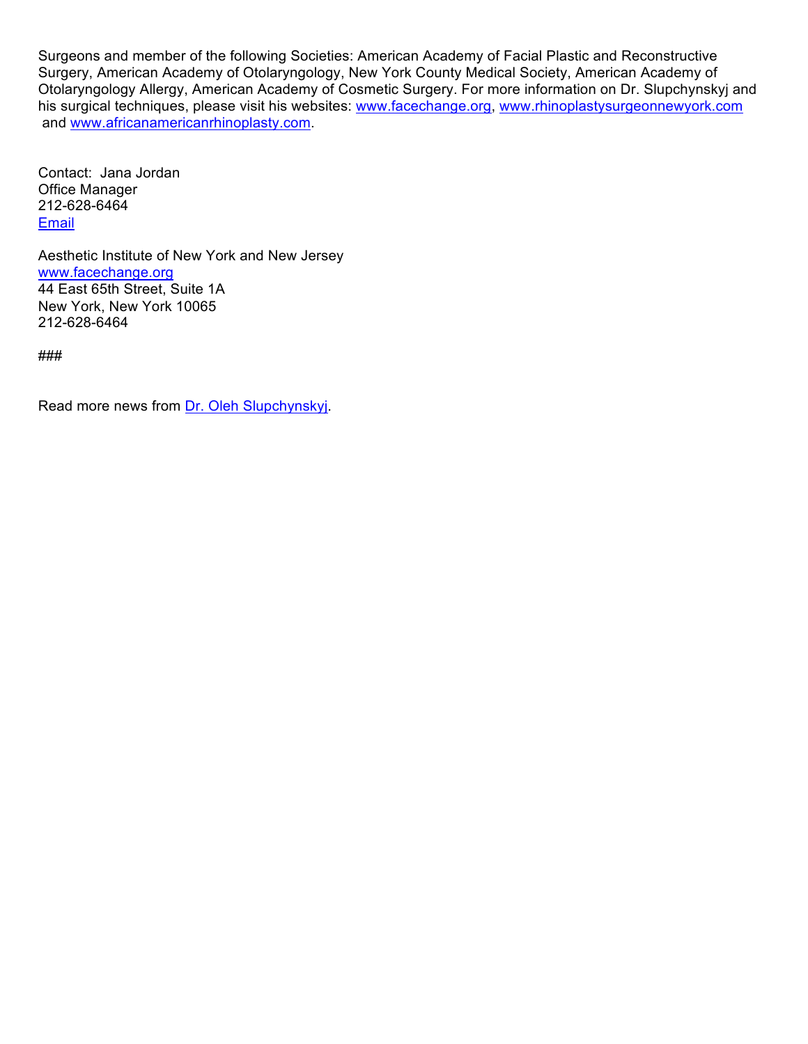Surgeons and member of the following Societies: American Academy of Facial Plastic and Reconstructive Surgery, American Academy of Otolaryngology, New York County Medical Society, American Academy of Otolaryngology Allergy, American Academy of Cosmetic Surgery. For more information on Dr. Slupchynskyj and his surgical techniques, please visit his websites: [www.facechange.org](www.facechange.org), [www.rhinoplastysurgeonnewyork.com](www.rhinoplastysurgeonnewyork.com) and [www.africanamericanrhinoplasty.com](www.africanamericanrhinoplasty.com).

Contact: Jana Jordan
Office Manager
212-628-6464
Email

Aesthetic Institute of New York and New Jersey
[www.facechange.org](www.facechange.org)
44 East 65th Street, Suite 1A
New York, New York 10065
212-628-6464

###

Read more news from Dr. Oleh Slupchynskyj.